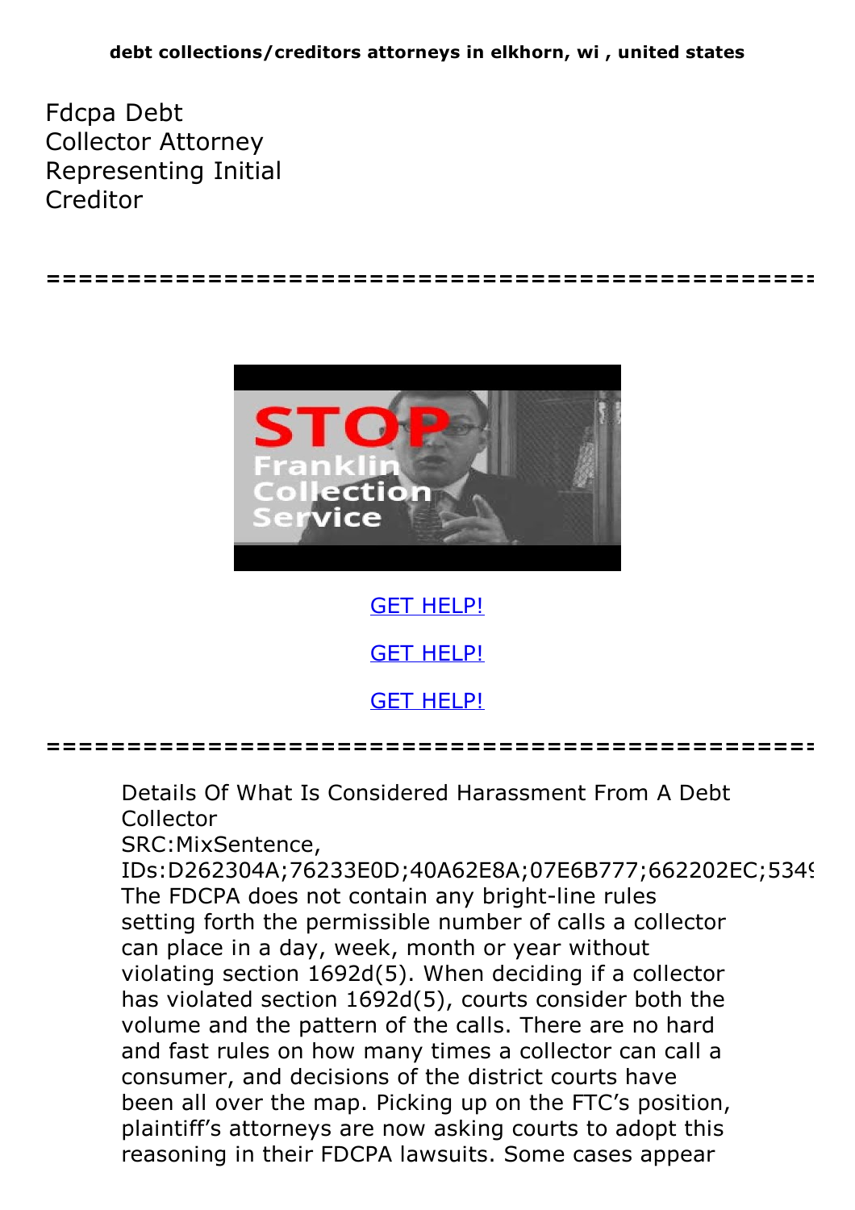**debt collections/creditors attorneys in elkhorn, wi , united states**

# Fdcpa Debt Collector Attorney Representing Initial Creditor

=====================================================

GET HELP!

GET HELP!

GET HELP!

=====================================================

Details Of What Is Considered Harassment From A Debt Collector
SRC:MixSentence,
IDs:D262304A;76233E0D;40A62E8A;07E6B777;662202EC;5349
The FDCPA does not contain any bright-line rules setting forth the permissible number of calls a collector can place in a day, week, month or year without violating section 1692d(5). When deciding if a collector has violated section 1692d(5), courts consider both the volume and the pattern of the calls. There are no hard and fast rules on how many times a collector can call a consumer, and decisions of the district courts have been all over the map. Picking up on the FTC's position, plaintiff's attorneys are now asking courts to adopt this reasoning in their FDCPA lawsuits. Some cases appear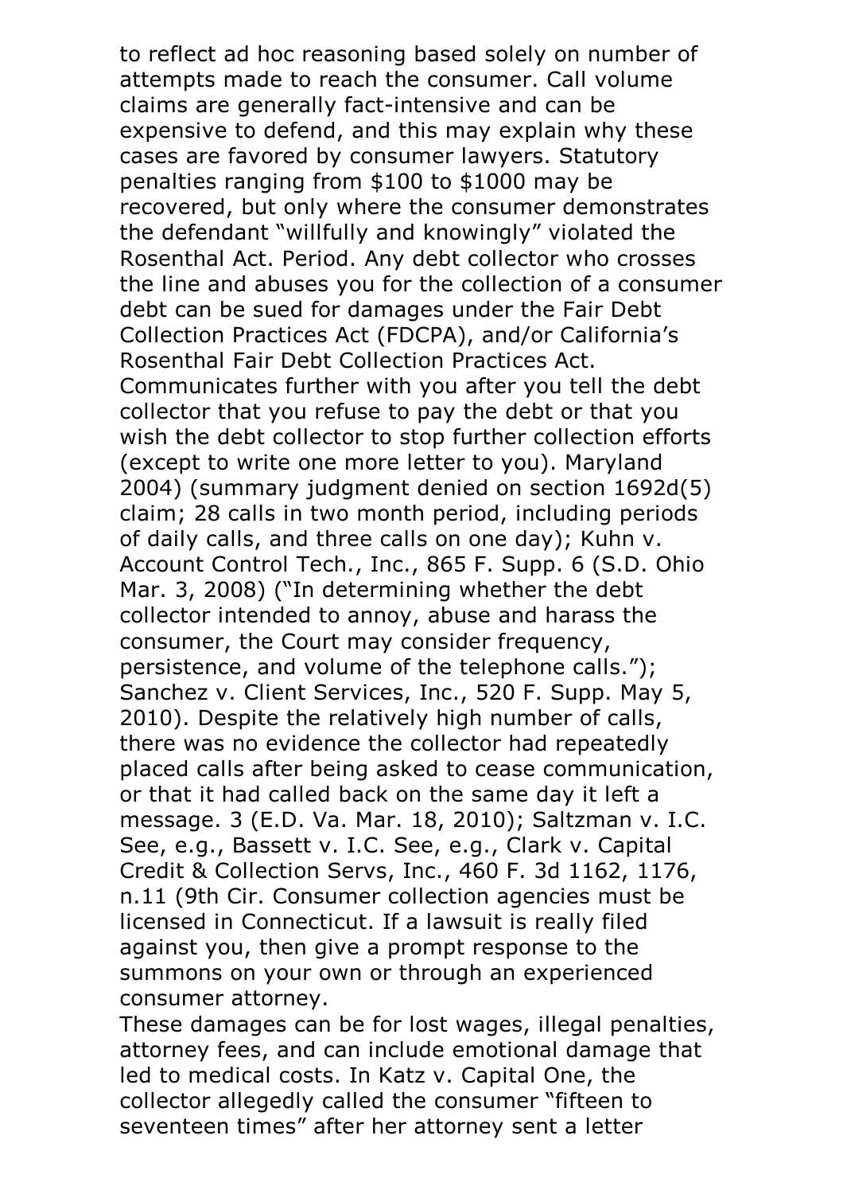to reflect ad hoc reasoning based solely on number of attempts made to reach the consumer. Call volume claims are generally fact-intensive and can be expensive to defend, and this may explain why these cases are favored by consumer lawyers. Statutory penalties ranging from $100 to $1000 may be recovered, but only where the consumer demonstrates the defendant "willfully and knowingly" violated the Rosenthal Act. Period. Any debt collector who crosses the line and abuses you for the collection of a consumer debt can be sued for damages under the Fair Debt Collection Practices Act (FDCPA), and/or California's Rosenthal Fair Debt Collection Practices Act. Communicates further with you after you tell the debt collector that you refuse to pay the debt or that you wish the debt collector to stop further collection efforts (except to write one more letter to you). Maryland 2004) (summary judgment denied on section 1692d(5) claim; 28 calls in two month period, including periods of daily calls, and three calls on one day); Kuhn v. Account Control Tech., Inc., 865 F. Supp. 6 (S.D. Ohio Mar. 3, 2008) ("In determining whether the debt collector intended to annoy, abuse and harass the consumer, the Court may consider frequency, persistence, and volume of the telephone calls."); Sanchez v. Client Services, Inc., 520 F. Supp. May 5, 2010). Despite the relatively high number of calls, there was no evidence the collector had repeatedly placed calls after being asked to cease communication, or that it had called back on the same day it left a message. 3 (E.D. Va. Mar. 18, 2010); Saltzman v. I.C. See, e.g., Bassett v. I.C. See, e.g., Clark v. Capital Credit & Collection Servs, Inc., 460 F. 3d 1162, 1176, n.11 (9th Cir. Consumer collection agencies must be licensed in Connecticut. If a lawsuit is really filed against you, then give a prompt response to the summons on your own or through an experienced consumer attorney.

These damages can be for lost wages, illegal penalties, attorney fees, and can include emotional damage that led to medical costs. In Katz v. Capital One, the collector allegedly called the consumer "fifteen to seventeen times" after her attorney sent a letter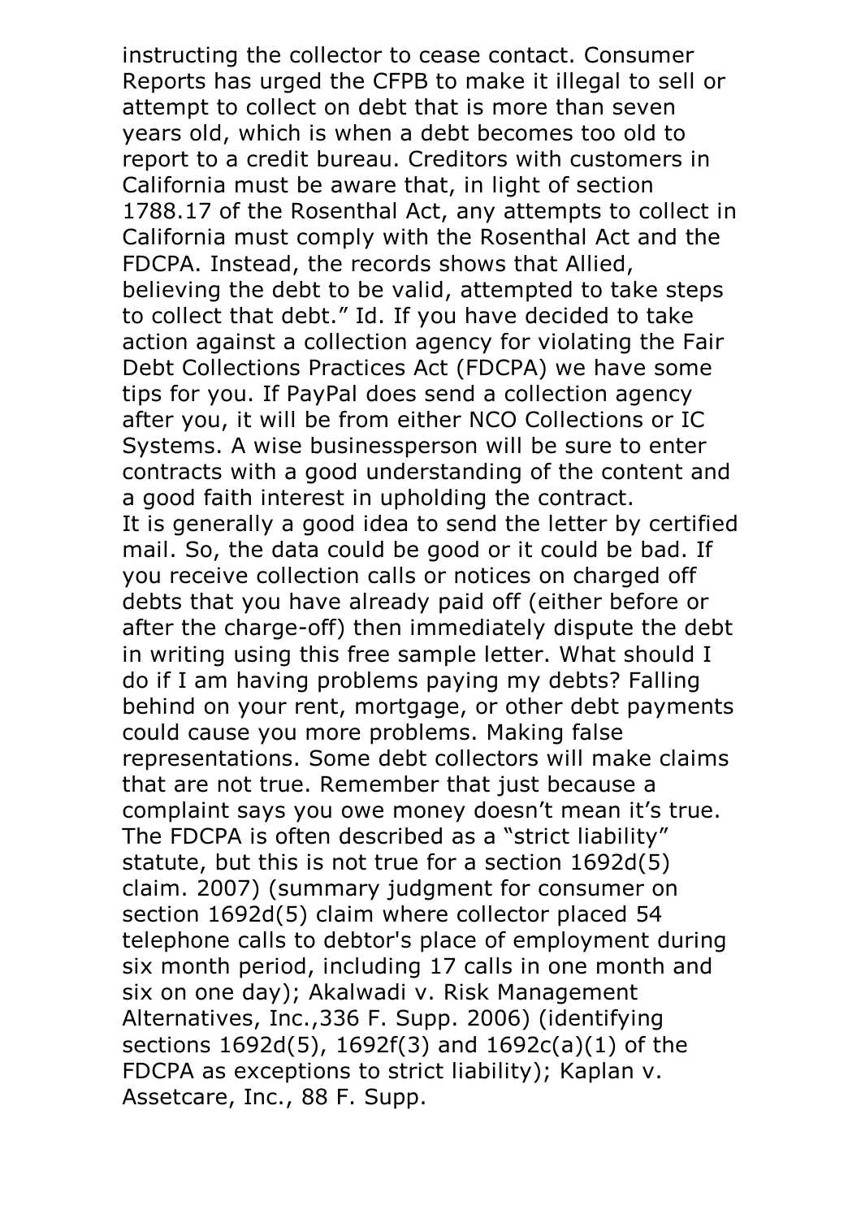instructing the collector to cease contact. Consumer Reports has urged the CFPB to make it illegal to sell or attempt to collect on debt that is more than seven years old, which is when a debt becomes too old to report to a credit bureau. Creditors with customers in California must be aware that, in light of section 1788.17 of the Rosenthal Act, any attempts to collect in California must comply with the Rosenthal Act and the FDCPA. Instead, the records shows that Allied, believing the debt to be valid, attempted to take steps to collect that debt." Id. If you have decided to take action against a collection agency for violating the Fair Debt Collections Practices Act (FDCPA) we have some tips for you. If PayPal does send a collection agency after you, it will be from either NCO Collections or IC Systems. A wise businessperson will be sure to enter contracts with a good understanding of the content and a good faith interest in upholding the contract.

It is generally a good idea to send the letter by certified mail. So, the data could be good or it could be bad. If you receive collection calls or notices on charged off debts that you have already paid off (either before or after the charge-off) then immediately dispute the debt in writing using this free sample letter. What should I do if I am having problems paying my debts? Falling behind on your rent, mortgage, or other debt payments could cause you more problems. Making false representations. Some debt collectors will make claims that are not true. Remember that just because a complaint says you owe money doesn't mean it's true. The FDCPA is often described as a "strict liability" statute, but this is not true for a section 1692d(5) claim. 2007) (summary judgment for consumer on section 1692d(5) claim where collector placed 54 telephone calls to debtor's place of employment during six month period, including 17 calls in one month and six on one day); Akalwadi v. Risk Management Alternatives, Inc.,336 F. Supp. 2006) (identifying sections 1692d(5), 1692f(3) and 1692c(a)(1) of the FDCPA as exceptions to strict liability); Kaplan v. Assetcare, Inc., 88 F. Supp.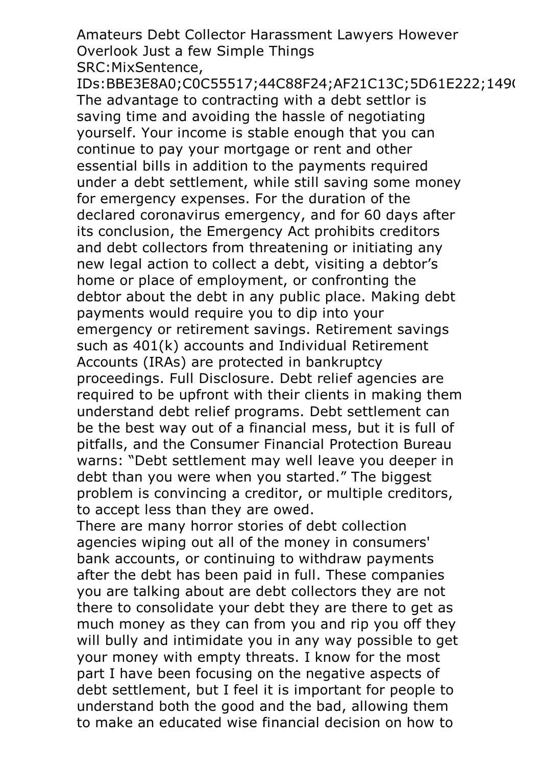Amateurs Debt Collector Harassment Lawyers However Overlook Just a few Simple Things

SRC:MixSentence,

IDs:BBE3E8A0;C0C55517;44C88F24;AF21C13C;5D61E222;149(

The advantage to contracting with a debt settlor is saving time and avoiding the hassle of negotiating yourself. Your income is stable enough that you can continue to pay your mortgage or rent and other essential bills in addition to the payments required under a debt settlement, while still saving some money for emergency expenses. For the duration of the declared coronavirus emergency, and for 60 days after its conclusion, the Emergency Act prohibits creditors and debt collectors from threatening or initiating any new legal action to collect a debt, visiting a debtor's home or place of employment, or confronting the debtor about the debt in any public place. Making debt payments would require you to dip into your emergency or retirement savings. Retirement savings such as 401(k) accounts and Individual Retirement Accounts (IRAs) are protected in bankruptcy proceedings. Full Disclosure. Debt relief agencies are required to be upfront with their clients in making them understand debt relief programs. Debt settlement can be the best way out of a financial mess, but it is full of pitfalls, and the Consumer Financial Protection Bureau warns: "Debt settlement may well leave you deeper in debt than you were when you started." The biggest problem is convincing a creditor, or multiple creditors, to accept less than they are owed.

There are many horror stories of debt collection agencies wiping out all of the money in consumers' bank accounts, or continuing to withdraw payments after the debt has been paid in full. These companies you are talking about are debt collectors they are not there to consolidate your debt they are there to get as much money as they can from you and rip you off they will bully and intimidate you in any way possible to get your money with empty threats. I know for the most part I have been focusing on the negative aspects of debt settlement, but I feel it is important for people to understand both the good and the bad, allowing them to make an educated wise financial decision on how to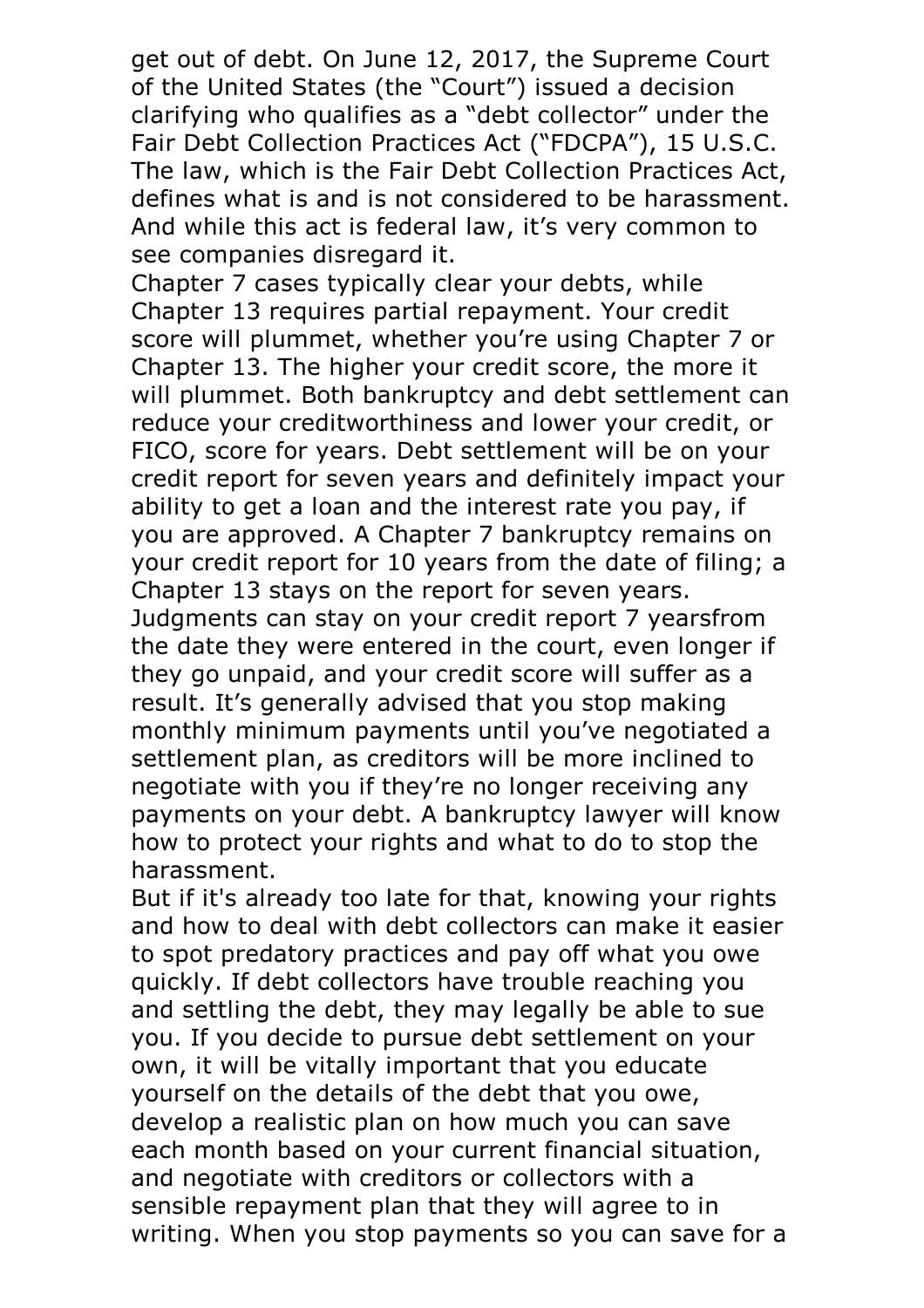get out of debt. On June 12, 2017, the Supreme Court of the United States (the "Court") issued a decision clarifying who qualifies as a "debt collector" under the Fair Debt Collection Practices Act ("FDCPA"), 15 U.S.C. The law, which is the Fair Debt Collection Practices Act, defines what is and is not considered to be harassment. And while this act is federal law, it's very common to see companies disregard it.

Chapter 7 cases typically clear your debts, while Chapter 13 requires partial repayment. Your credit score will plummet, whether you're using Chapter 7 or Chapter 13. The higher your credit score, the more it will plummet. Both bankruptcy and debt settlement can reduce your creditworthiness and lower your credit, or FICO, score for years. Debt settlement will be on your credit report for seven years and definitely impact your ability to get a loan and the interest rate you pay, if you are approved. A Chapter 7 bankruptcy remains on your credit report for 10 years from the date of filing; a Chapter 13 stays on the report for seven years. Judgments can stay on your credit report 7 yearsfrom the date they were entered in the court, even longer if they go unpaid, and your credit score will suffer as a result. It's generally advised that you stop making monthly minimum payments until you've negotiated a settlement plan, as creditors will be more inclined to negotiate with you if they're no longer receiving any payments on your debt. A bankruptcy lawyer will know how to protect your rights and what to do to stop the harassment.

But if it's already too late for that, knowing your rights and how to deal with debt collectors can make it easier to spot predatory practices and pay off what you owe quickly. If debt collectors have trouble reaching you and settling the debt, they may legally be able to sue you. If you decide to pursue debt settlement on your own, it will be vitally important that you educate yourself on the details of the debt that you owe, develop a realistic plan on how much you can save each month based on your current financial situation, and negotiate with creditors or collectors with a sensible repayment plan that they will agree to in writing. When you stop payments so you can save for a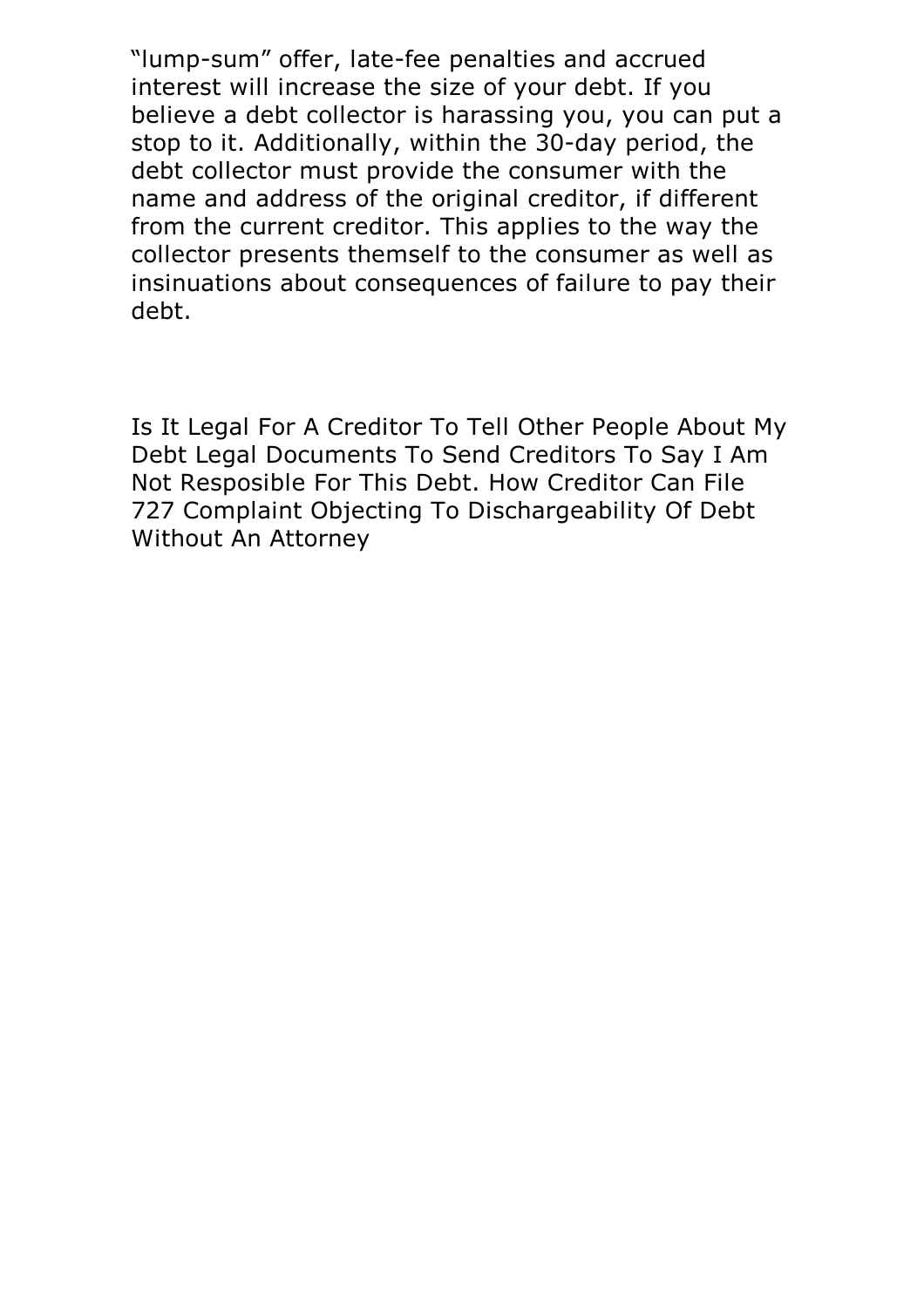"lump-sum" offer, late-fee penalties and accrued interest will increase the size of your debt. If you believe a debt collector is harassing you, you can put a stop to it. Additionally, within the 30-day period, the debt collector must provide the consumer with the name and address of the original creditor, if different from the current creditor. This applies to the way the collector presents themself to the consumer as well as insinuations about consequences of failure to pay their debt.

Is It Legal For A Creditor To Tell Other People About My Debt Legal Documents To Send Creditors To Say I Am Not Resposible For This Debt. How Creditor Can File 727 Complaint Objecting To Dischargeability Of Debt Without An Attorney